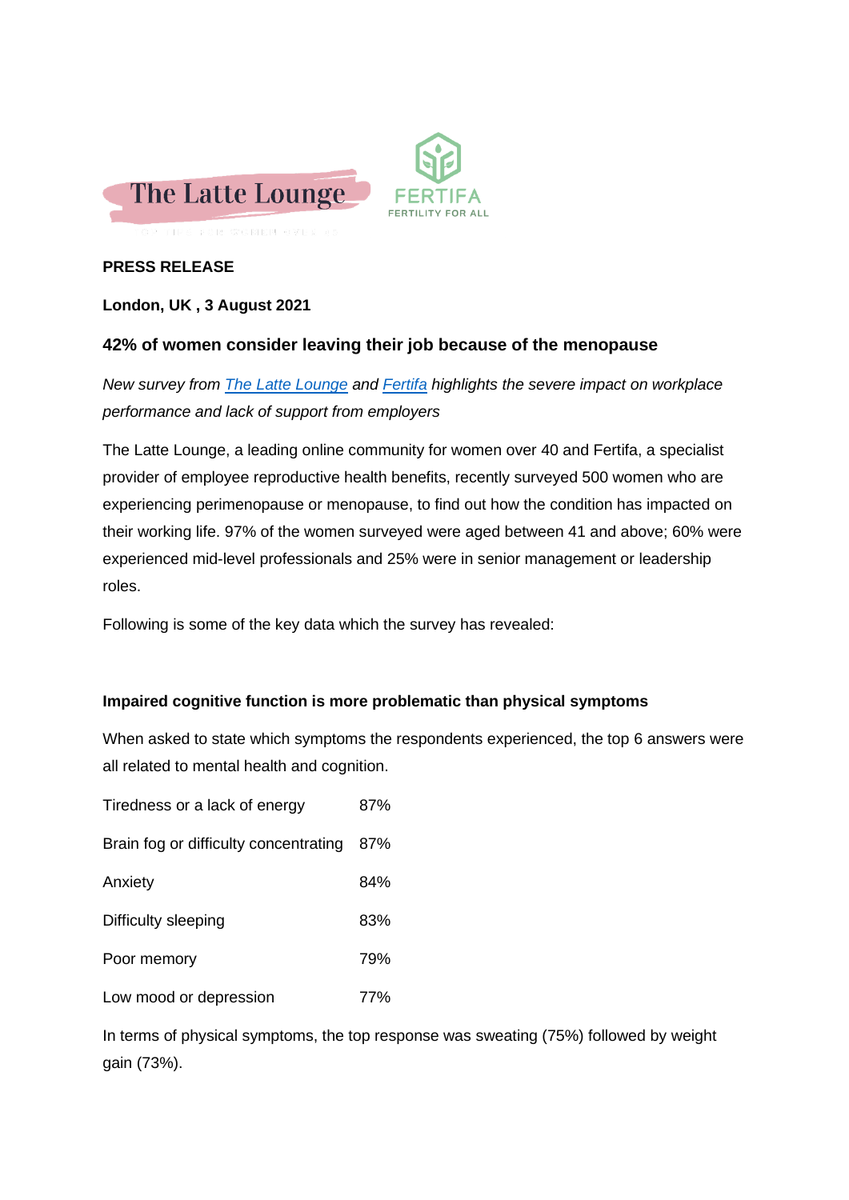The Latte Lounge

FERTIFA
FERTILITY FOR ALL

**PRESS RELEASE**

**London, UK , 3 August 2021**

### 42% of women consider leaving their job because of the menopause

*New survey from The Latte Lounge and Fertifa highlights the severe impact on workplace performance and lack of support from employers*

The Latte Lounge, a leading online community for women over 40 and Fertifa, a specialist provider of employee reproductive health benefits, recently surveyed 500 women who are experiencing perimenopause or menopause, to find out how the condition has impacted on their working life. 97% of the women surveyed were aged between 41 and above; 60% were experienced mid-level professionals and 25% were in senior management or leadership roles.

Following is some of the key data which the survey has revealed:

**Impaired cognitive function is more problematic than physical symptoms**

When asked to state which symptoms the respondents experienced, the top 6 answers were all related to mental health and cognition.

| Symptom | % |
|---|---|
| Tiredness or a lack of energy | 87% |
| Brain fog or difficulty concentrating | 87% |
| Anxiety | 84% |
| Difficulty sleeping | 83% |
| Poor memory | 79% |
| Low mood or depression | 77% |

In terms of physical symptoms, the top response was sweating (75%) followed by weight gain (73%).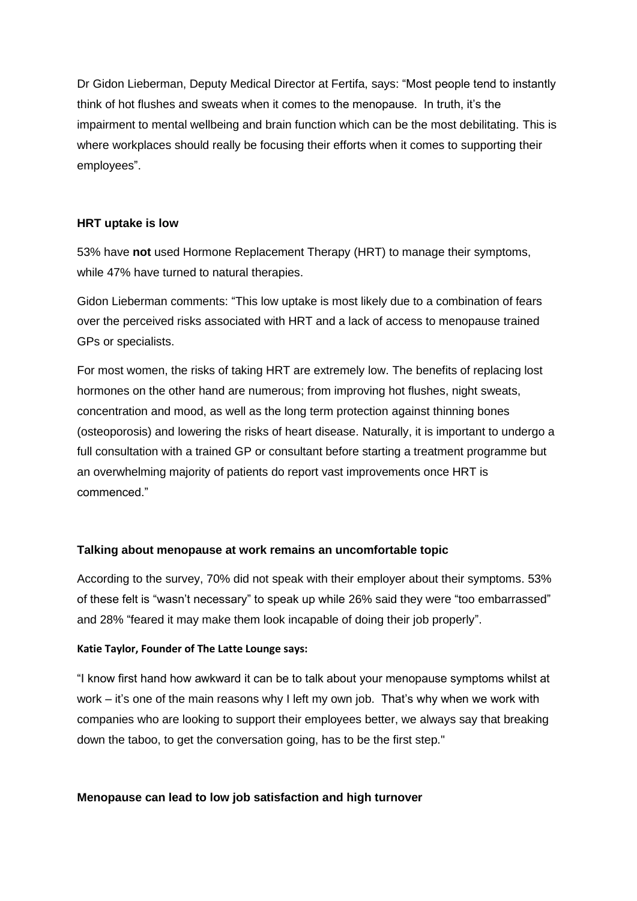Dr Gidon Lieberman, Deputy Medical Director at Fertifa, says: "Most people tend to instantly think of hot flushes and sweats when it comes to the menopause. In truth, it's the impairment to mental wellbeing and brain function which can be the most debilitating. This is where workplaces should really be focusing their efforts when it comes to supporting their employees".

**HRT uptake is low**

53% have **not** used Hormone Replacement Therapy (HRT) to manage their symptoms, while 47% have turned to natural therapies.

Gidon Lieberman comments: "This low uptake is most likely due to a combination of fears over the perceived risks associated with HRT and a lack of access to menopause trained GPs or specialists.

For most women, the risks of taking HRT are extremely low. The benefits of replacing lost hormones on the other hand are numerous; from improving hot flushes, night sweats, concentration and mood, as well as the long term protection against thinning bones (osteoporosis) and lowering the risks of heart disease. Naturally, it is important to undergo a full consultation with a trained GP or consultant before starting a treatment programme but an overwhelming majority of patients do report vast improvements once HRT is commenced."

**Talking about menopause at work remains an uncomfortable topic**

According to the survey, 70% did not speak with their employer about their symptoms. 53% of these felt is "wasn't necessary" to speak up while 26% said they were "too embarrassed" and 28% "feared it may make them look incapable of doing their job properly".

**Katie Taylor, Founder of The Latte Lounge says:**

"I know first hand how awkward it can be to talk about your menopause symptoms whilst at work – it's one of the main reasons why I left my own job. That's why when we work with companies who are looking to support their employees better, we always say that breaking down the taboo, to get the conversation going, has to be the first step."

**Menopause can lead to low job satisfaction and high turnover**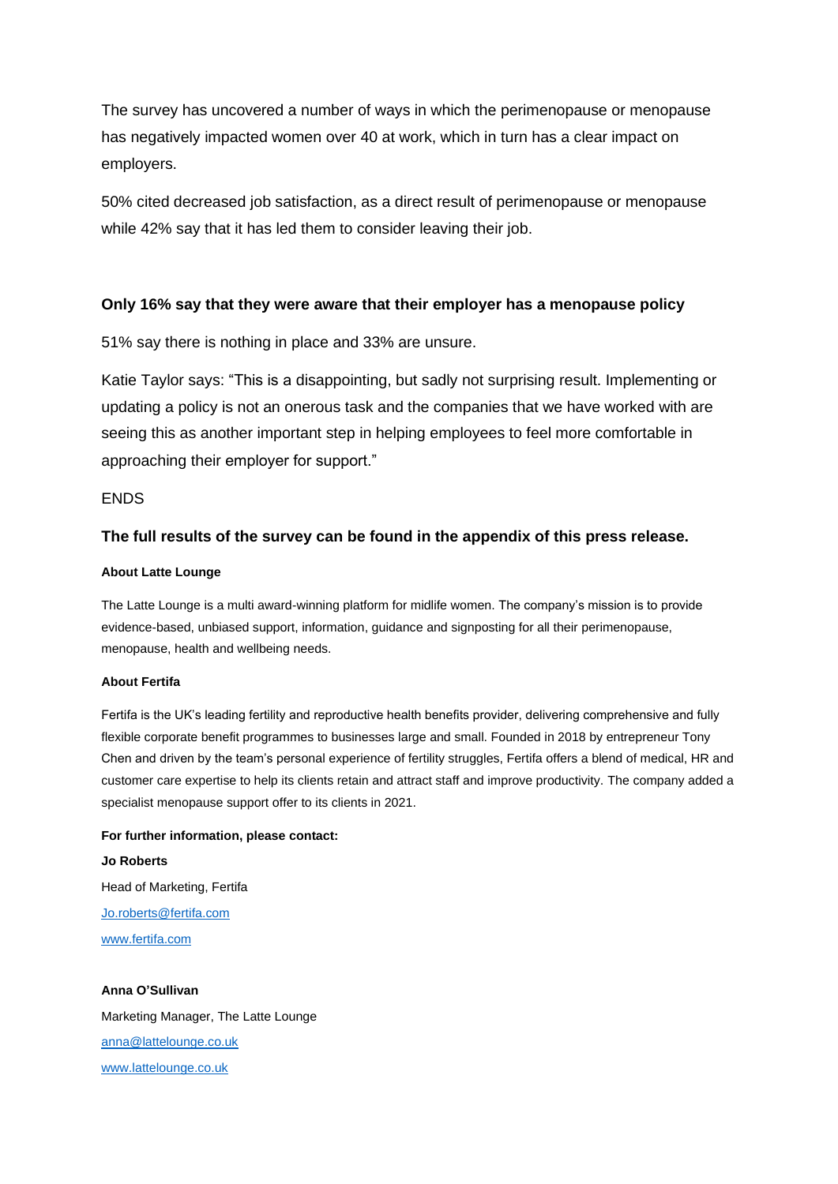The survey has uncovered a number of ways in which the perimenopause or menopause has negatively impacted women over 40 at work, which in turn has a clear impact on employers.

50% cited decreased job satisfaction, as a direct result of perimenopause or menopause while 42% say that it has led them to consider leaving their job.

**Only 16% say that they were aware that their employer has a menopause policy**

51% say there is nothing in place and 33% are unsure.

Katie Taylor says: "This is a disappointing, but sadly not surprising result. Implementing or updating a policy is not an onerous task and the companies that we have worked with are seeing this as another important step in helping employees to feel more comfortable in approaching their employer for support."

ENDS

**The full results of the survey can be found in the appendix of this press release.**

**About Latte Lounge**

The Latte Lounge is a multi award-winning platform for midlife women. The company's mission is to provide evidence-based, unbiased support, information, guidance and signposting for all their perimenopause, menopause, health and wellbeing needs.

**About Fertifa**

Fertifa is the UK's leading fertility and reproductive health benefits provider, delivering comprehensive and fully flexible corporate benefit programmes to businesses large and small. Founded in 2018 by entrepreneur Tony Chen and driven by the team's personal experience of fertility struggles, Fertifa offers a blend of medical, HR and customer care expertise to help its clients retain and attract staff and improve productivity. The company added a specialist menopause support offer to its clients in 2021.

**For further information, please contact:**

**Jo Roberts**

Head of Marketing, Fertifa

Jo.roberts@fertifa.com

www.fertifa.com

**Anna O'Sullivan**

Marketing Manager, The Latte Lounge

anna@lattelounge.co.uk

www.lattelounge.co.uk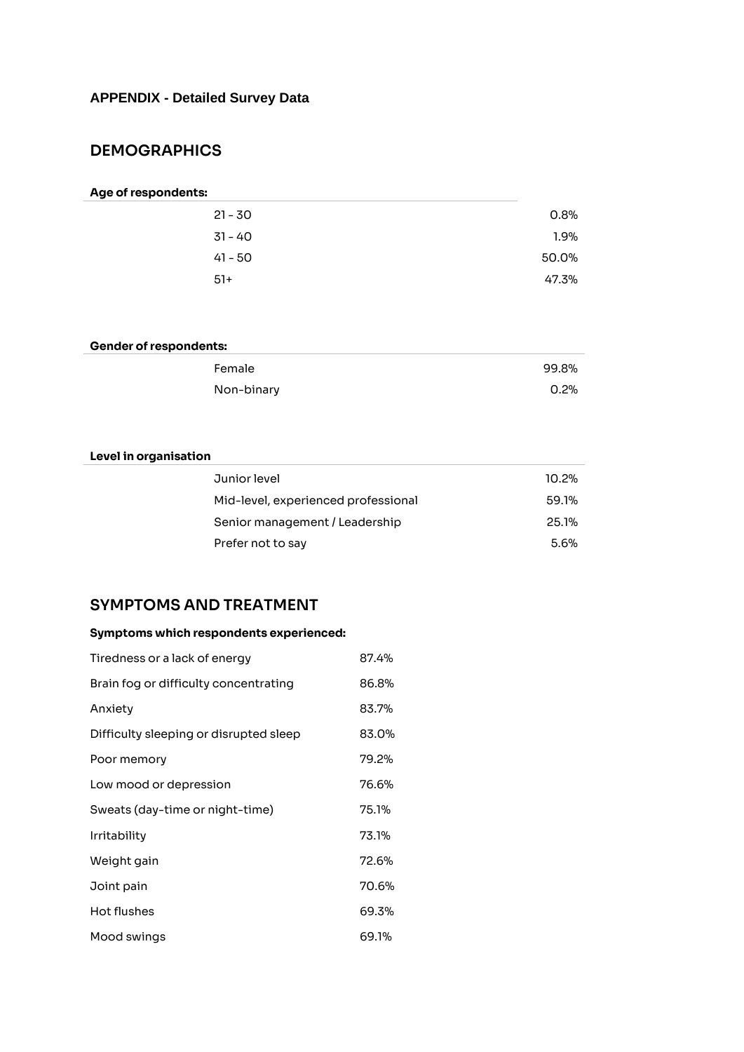**APPENDIX - Detailed Survey Data**

## DEMOGRAPHICS

**Age of respondents:**

| | |
|---|---|
| 21 - 30 | 0.8% |
| 31 - 40 | 1.9% |
| 41 - 50 | 50.0% |
| 51+ | 47.3% |

**Gender of respondents:**

| | |
|---|---|
| Female | 99.8% |
| Non-binary | 0.2% |

**Level in organisation**

| | |
|---|---|
| Junior level | 10.2% |
| Mid-level, experienced professional | 59.1% |
| Senior management / Leadership | 25.1% |
| Prefer not to say | 5.6% |

## SYMPTOMS AND TREATMENT

**Symptoms which respondents experienced:**

| | |
|---|---|
| Tiredness or a lack of energy | 87.4% |
| Brain fog or difficulty concentrating | 86.8% |
| Anxiety | 83.7% |
| Difficulty sleeping or disrupted sleep | 83.0% |
| Poor memory | 79.2% |
| Low mood or depression | 76.6% |
| Sweats (day-time or night-time) | 75.1% |
| Irritability | 73.1% |
| Weight gain | 72.6% |
| Joint pain | 70.6% |
| Hot flushes | 69.3% |
| Mood swings | 69.1% |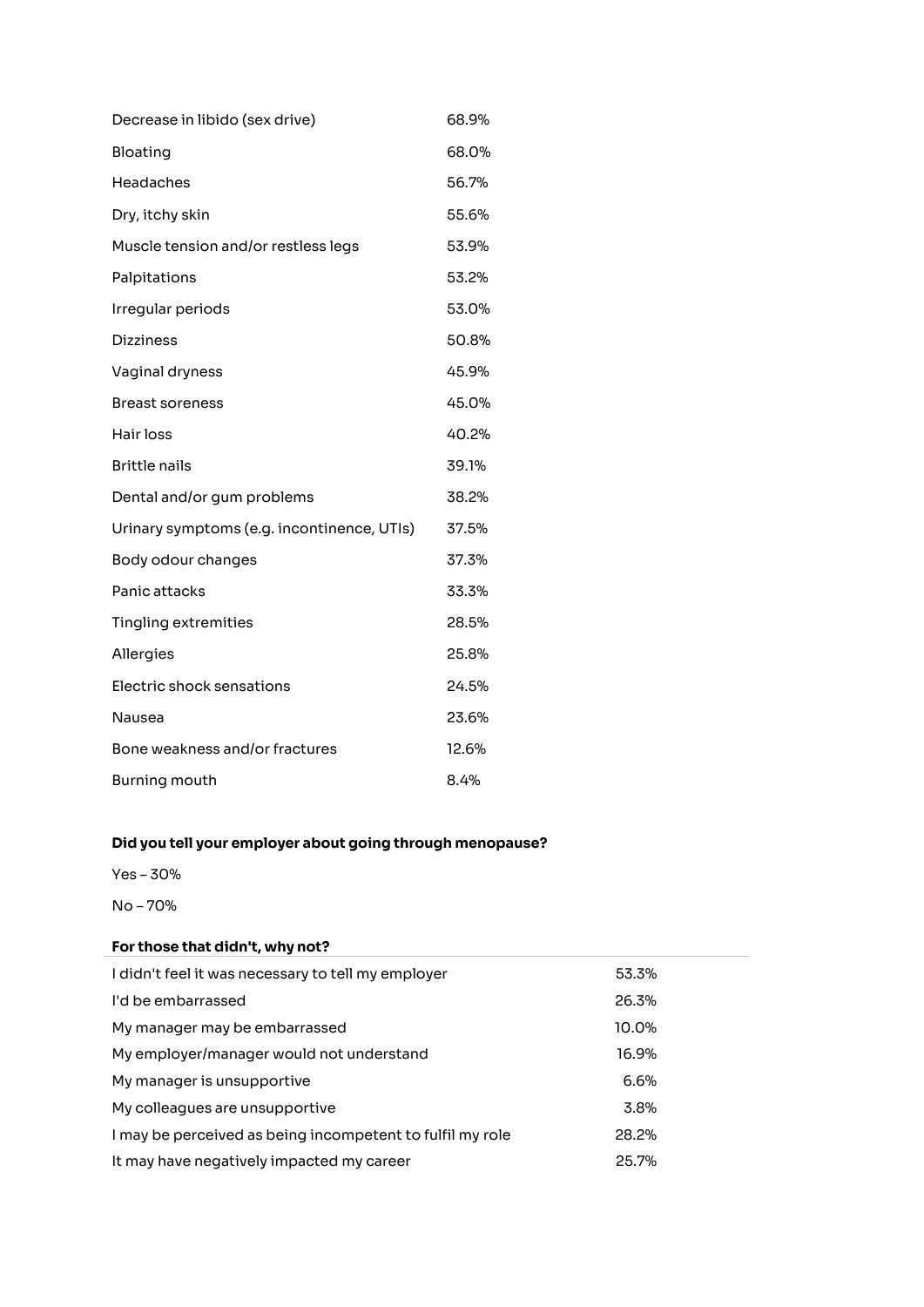| | |
|---|---|
| Decrease in libido (sex drive) | 68.9% |
| Bloating | 68.0% |
| Headaches | 56.7% |
| Dry, itchy skin | 55.6% |
| Muscle tension and/or restless legs | 53.9% |
| Palpitations | 53.2% |
| Irregular periods | 53.0% |
| Dizziness | 50.8% |
| Vaginal dryness | 45.9% |
| Breast soreness | 45.0% |
| Hair loss | 40.2% |
| Brittle nails | 39.1% |
| Dental and/or gum problems | 38.2% |
| Urinary symptoms (e.g. incontinence, UTIs) | 37.5% |
| Body odour changes | 37.3% |
| Panic attacks | 33.3% |
| Tingling extremities | 28.5% |
| Allergies | 25.8% |
| Electric shock sensations | 24.5% |
| Nausea | 23.6% |
| Bone weakness and/or fractures | 12.6% |
| Burning mouth | 8.4% |

**Did you tell your employer about going through menopause?**

Yes – 30%

No – 70%

**For those that didn't, why not?**

| | |
|---|---|
| I didn't feel it was necessary to tell my employer | 53.3% |
| I'd be embarrassed | 26.3% |
| My manager may be embarrassed | 10.0% |
| My employer/manager would not understand | 16.9% |
| My manager is unsupportive | 6.6% |
| My colleagues are unsupportive | 3.8% |
| I may be perceived as being incompetent to fulfil my role | 28.2% |
| It may have negatively impacted my career | 25.7% |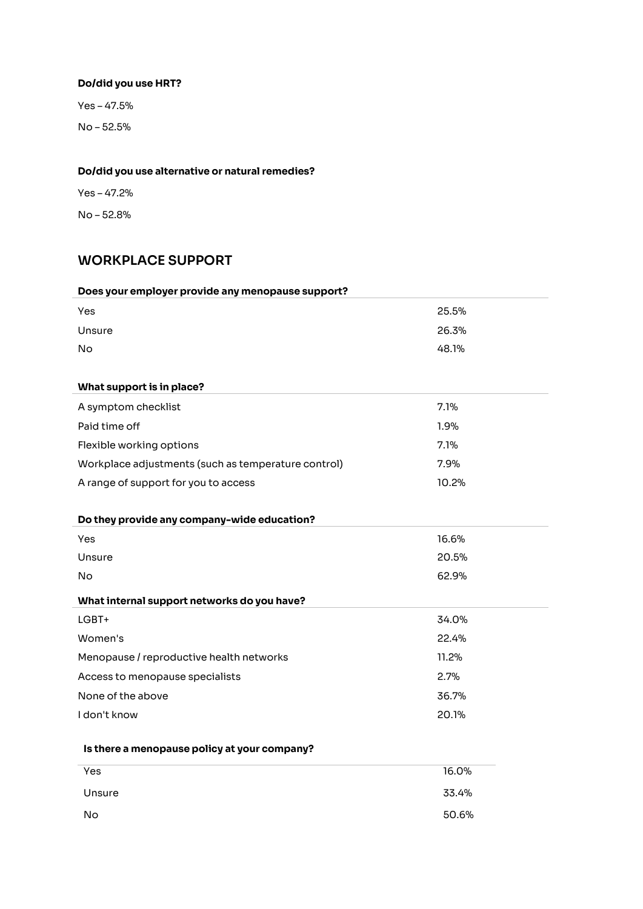**Do/did you use HRT?**

Yes – 47.5%

No – 52.5%

**Do/did you use alternative or natural remedies?**

Yes – 47.2%

No – 52.8%

## WORKPLACE SUPPORT

| **Does your employer provide any menopause support?** | |
|---|---|
| Yes | 25.5% |
| Unsure | 26.3% |
| No | 48.1% |

| **What support is in place?** | |
|---|---|
| A symptom checklist | 7.1% |
| Paid time off | 1.9% |
| Flexible working options | 7.1% |
| Workplace adjustments (such as temperature control) | 7.9% |
| A range of support for you to access | 10.2% |

| **Do they provide any company-wide education?** | |
|---|---|
| Yes | 16.6% |
| Unsure | 20.5% |
| No | 62.9% |

| **What internal support networks do you have?** | |
|---|---|
| LGBT+ | 34.0% |
| Women's | 22.4% |
| Menopause / reproductive health networks | 11.2% |
| Access to menopause specialists | 2.7% |
| None of the above | 36.7% |
| I don't know | 20.1% |

| **Is there a menopause policy at your company?** | |
|---|---|
| Yes | 16.0% |
| Unsure | 33.4% |
| No | 50.6% |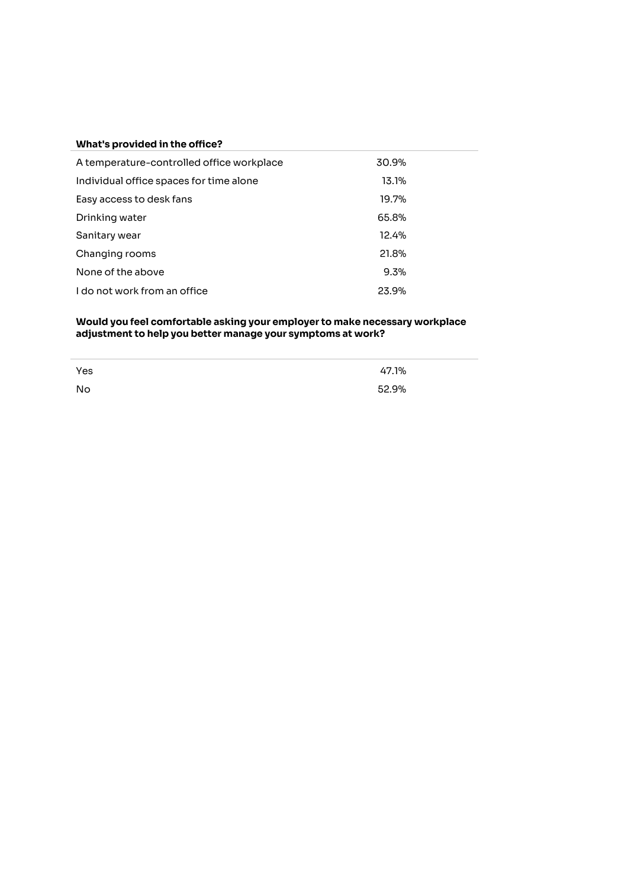**What's provided in the office?**

| | |
|---|---|
| A temperature-controlled office workplace | 30.9% |
| Individual office spaces for time alone | 13.1% |
| Easy access to desk fans | 19.7% |
| Drinking water | 65.8% |
| Sanitary wear | 12.4% |
| Changing rooms | 21.8% |
| None of the above | 9.3% |
| I do not work from an office | 23.9% |

**Would you feel comfortable asking your employer to make necessary workplace adjustment to help you better manage your symptoms at work?**

| | |
|---|---|
| Yes | 47.1% |
| No | 52.9% |